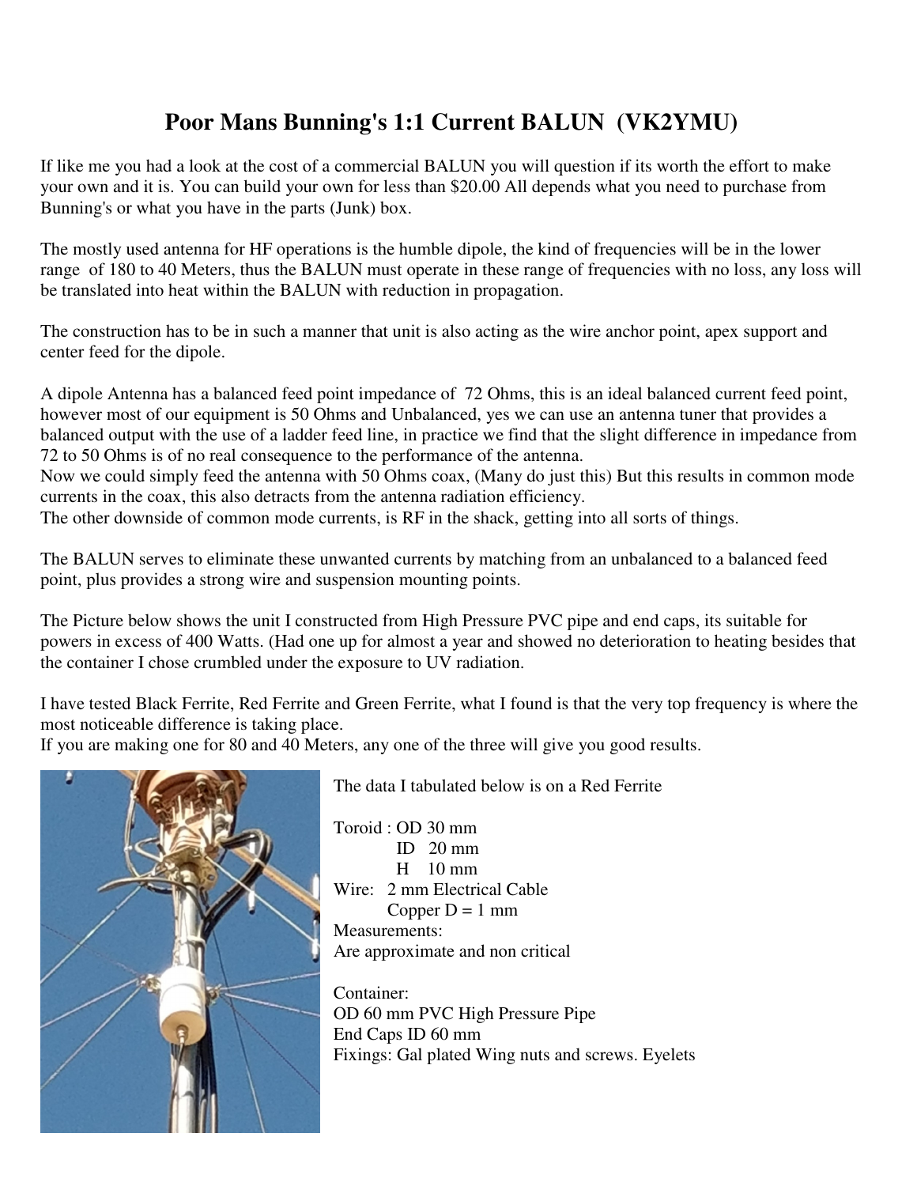# Poor Mans Bunning's 1:1 Current BALUN (VK2YMU)

If like me you had a look at the cost of a commercial BALUN you will question if its worth the effort to make your own and it is. You can build your own for less than $20.00 All depends what you need to purchase from Bunning's or what you have in the parts (Junk) box.

The mostly used antenna for HF operations is the humble dipole, the kind of frequencies will be in the lower range of 180 to 40 Meters, thus the BALUN must operate in these range of frequencies with no loss, any loss will be translated into heat within the BALUN with reduction in propagation.

The construction has to be in such a manner that unit is also acting as the wire anchor point, apex support and center feed for the dipole.

A dipole Antenna has a balanced feed point impedance of 72 Ohms, this is an ideal balanced current feed point, however most of our equipment is 50 Ohms and Unbalanced, yes we can use an antenna tuner that provides a balanced output with the use of a ladder feed line, in practice we find that the slight difference in impedance from 72 to 50 Ohms is of no real consequence to the performance of the antenna.
Now we could simply feed the antenna with 50 Ohms coax, (Many do just this) But this results in common mode currents in the coax, this also detracts from the antenna radiation efficiency.
The other downside of common mode currents, is RF in the shack, getting into all sorts of things.

The BALUN serves to eliminate these unwanted currents by matching from an unbalanced to a balanced feed point, plus provides a strong wire and suspension mounting points.

The Picture below shows the unit I constructed from High Pressure PVC pipe and end caps, its suitable for powers in excess of 400 Watts. (Had one up for almost a year and showed no deterioration to heating besides that the container I chose crumbled under the exposure to UV radiation.

I have tested Black Ferrite, Red Ferrite and Green Ferrite, what I found is that the very top frequency is where the most noticeable difference is taking place.
If you are making one for 80 and 40 Meters, any one of the three will give you good results.

The data I tabulated below is on a Red Ferrite

Toroid : OD 30 mm
ID 20 mm
H 10 mm
Wire: 2 mm Electrical Cable
Copper D = 1 mm
Measurements:
Are approximate and non critical

Container:
OD 60 mm PVC High Pressure Pipe
End Caps ID 60 mm
Fixings: Gal plated Wing nuts and screws. Eyelets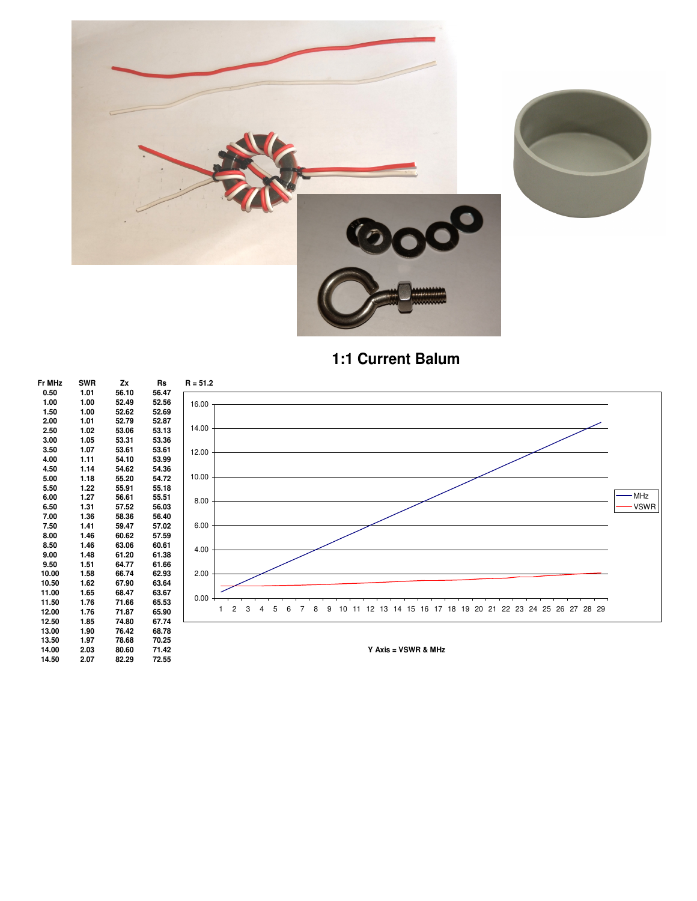# 1:1 Current Balun

| Fr MHz | SWR | Zx | Rs |
|---|---|---|---|
| 0.50 | 1.01 | 56.10 | 56.47 |
| 1.00 | 1.00 | 52.49 | 52.56 |
| 1.50 | 1.00 | 52.62 | 52.69 |
| 2.00 | 1.01 | 52.79 | 52.87 |
| 2.50 | 1.02 | 53.06 | 53.13 |
| 3.00 | 1.05 | 53.31 | 53.36 |
| 3.50 | 1.07 | 53.61 | 53.61 |
| 4.00 | 1.11 | 54.10 | 53.99 |
| 4.50 | 1.14 | 54.62 | 54.36 |
| 5.00 | 1.18 | 55.20 | 54.72 |
| 5.50 | 1.22 | 55.91 | 55.18 |
| 6.00 | 1.27 | 56.61 | 55.51 |
| 6.50 | 1.31 | 57.52 | 56.03 |
| 7.00 | 1.36 | 58.36 | 56.40 |
| 7.50 | 1.41 | 59.47 | 57.02 |
| 8.00 | 1.46 | 60.62 | 57.59 |
| 8.50 | 1.46 | 63.06 | 60.61 |
| 9.00 | 1.48 | 61.20 | 61.38 |
| 9.50 | 1.51 | 64.77 | 61.66 |
| 10.00 | 1.58 | 66.74 | 62.93 |
| 10.50 | 1.62 | 67.90 | 63.64 |
| 11.00 | 1.65 | 68.47 | 63.67 |
| 11.50 | 1.76 | 71.66 | 65.53 |
| 12.00 | 1.76 | 71.87 | 65.90 |
| 12.50 | 1.85 | 74.80 | 67.74 |
| 13.00 | 1.90 | 76.42 | 68.78 |
| 13.50 | 1.97 | 78.68 | 70.25 |
| 14.00 | 2.03 | 80.60 | 71.42 |
| 14.50 | 2.07 | 82.29 | 72.55 |

R = 51.2

16.00
14.00
12.00
10.00
8.00
6.00
4.00
2.00
0.00

1 2 3 4 5 6 7 8 9 10 11 12 13 14 15 16 17 18 19 20 21 22 23 24 25 26 27 28 29

MHz
VSWR

Y Axis = VSWR & MHz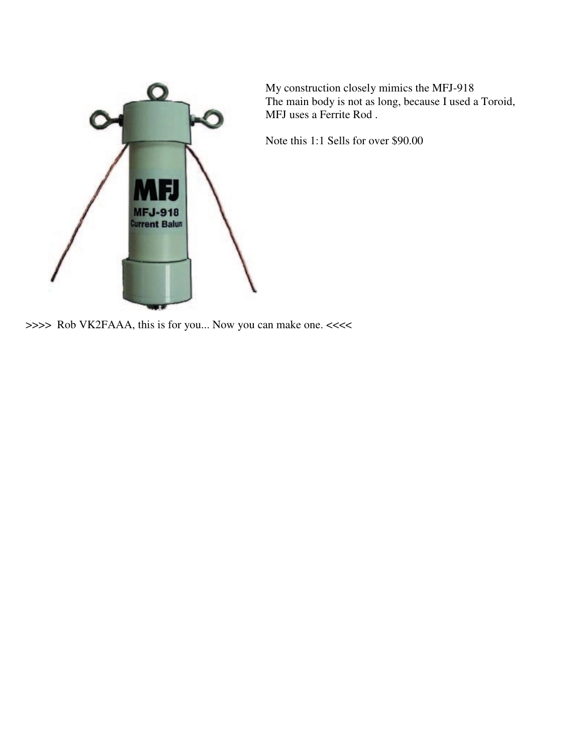My construction closely mimics the MFJ-918
The main body is not as long, because I used a Toroid,
MFJ uses a Ferrite Rod .

Note this 1:1 Sells for over $90.00

>>>>  Rob VK2FAAA, this is for you... Now you can make one. <<<<